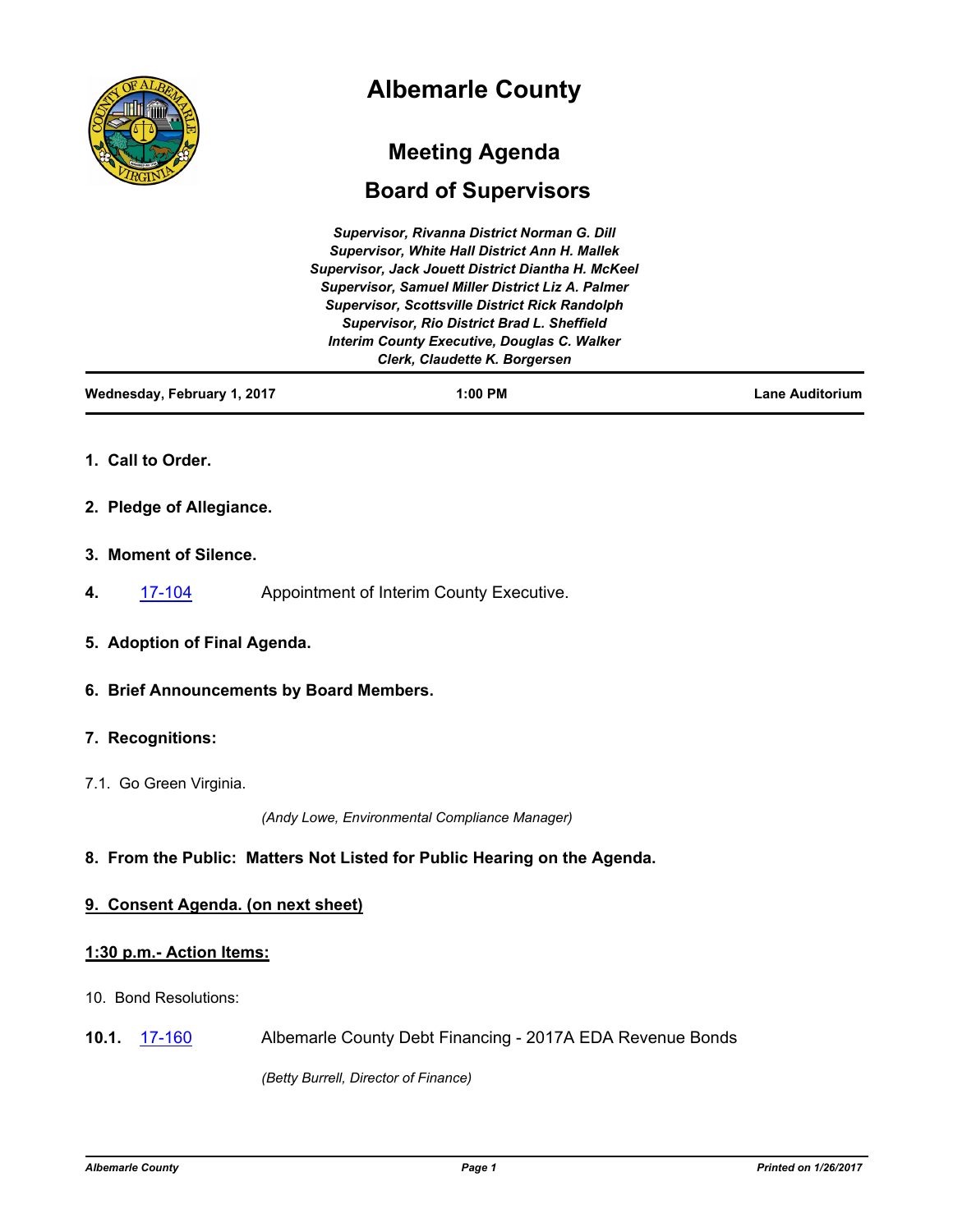# Albemarle County

## Meeting Agenda

## Board of Supervisors

*Supervisor, Rivanna District Norman G. Dill*
*Supervisor, White Hall District Ann H. Mallek*
*Supervisor, Jack Jouett District Diantha H. McKeel*
*Supervisor, Samuel Miller District Liz A. Palmer*
*Supervisor, Scottsville District Rick Randolph*
*Supervisor, Rio District Brad L. Sheffield*
*Interim County Executive, Douglas C. Walker*
*Clerk, Claudette K. Borgersen*

| **Wednesday, February 1, 2017** | **1:00 PM** | **Lane Auditorium** |
|---|---|---|

**1. Call to Order.**

**2. Pledge of Allegiance.**

**3. Moment of Silence.**

**4.** 17-104 Appointment of Interim County Executive.

**5. Adoption of Final Agenda.**

**6. Brief Announcements by Board Members.**

**7. Recognitions:**

7.1. Go Green Virginia.

*(Andy Lowe, Environmental Compliance Manager)*

**8. From the Public: Matters Not Listed for Public Hearing on the Agenda.**

**9. Consent Agenda. (on next sheet)**

**1:30 p.m.- Action Items:**

10. Bond Resolutions:

**10.1.** 17-160 Albemarle County Debt Financing - 2017A EDA Revenue Bonds

*(Betty Burrell, Director of Finance)*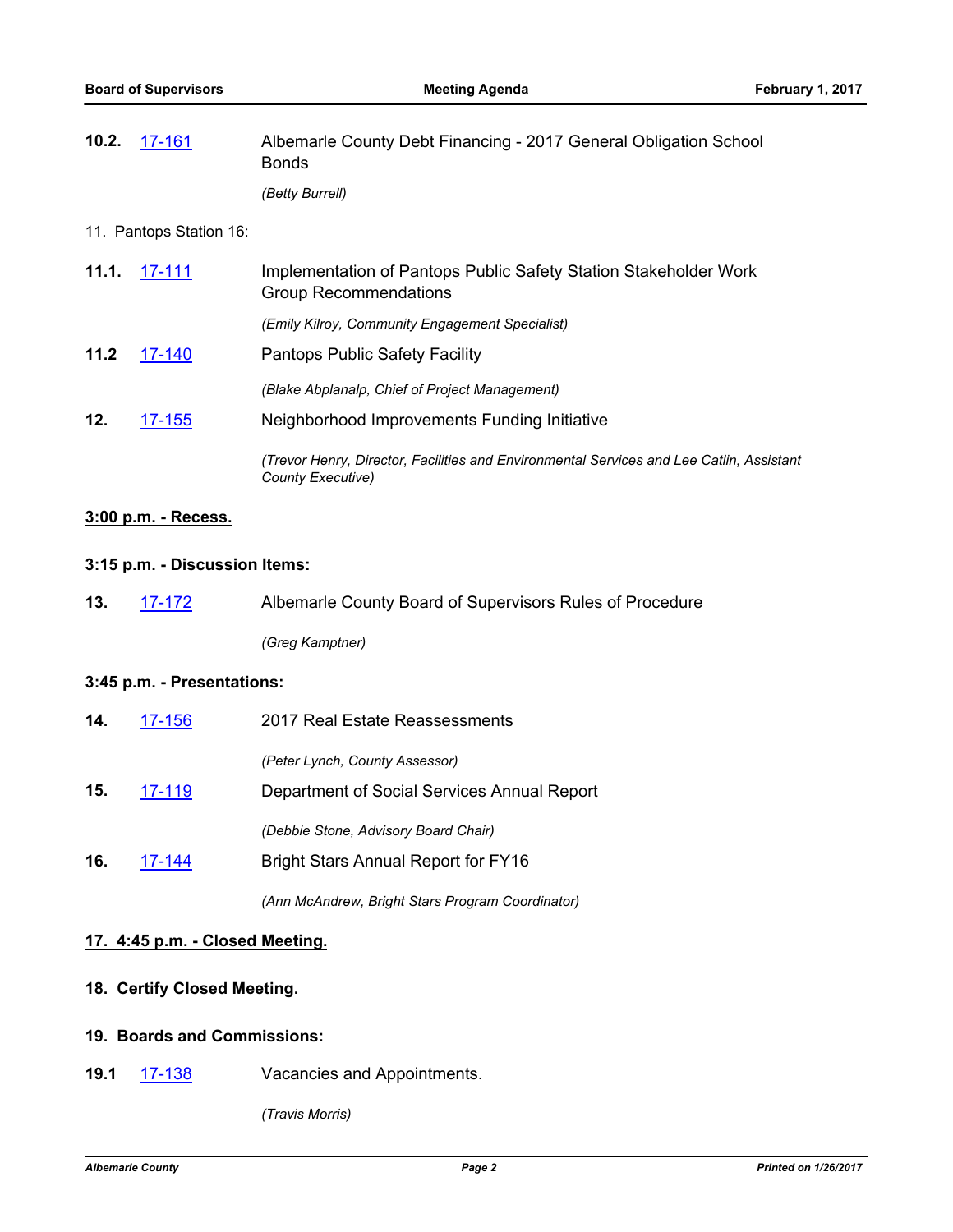**10.2.** [17-161] Albemarle County Debt Financing - 2017 General Obligation School Bonds

*(Betty Burrell)*

11. Pantops Station 16:

**11.1.** [17-111] Implementation of Pantops Public Safety Station Stakeholder Work Group Recommendations

*(Emily Kilroy, Community Engagement Specialist)*

**11.2** [17-140] Pantops Public Safety Facility

*(Blake Abplanalp, Chief of Project Management)*

**12.** [17-155] Neighborhood Improvements Funding Initiative

*(Trevor Henry, Director, Facilities and Environmental Services and Lee Catlin, Assistant County Executive)*

**3:00 p.m. - Recess.**

**3:15 p.m. - Discussion Items:**

**13.** [17-172] Albemarle County Board of Supervisors Rules of Procedure

*(Greg Kamptner)*

**3:45 p.m. - Presentations:**

**14.** [17-156] 2017 Real Estate Reassessments

*(Peter Lynch, County Assessor)*

**15.** [17-119] Department of Social Services Annual Report

*(Debbie Stone, Advisory Board Chair)*

**16.** [17-144] Bright Stars Annual Report for FY16

*(Ann McAndrew, Bright Stars Program Coordinator)*

**17. 4:45 p.m. - Closed Meeting.**

**18. Certify Closed Meeting.**

**19. Boards and Commissions:**

**19.1** [17-138] Vacancies and Appointments.

*(Travis Morris)*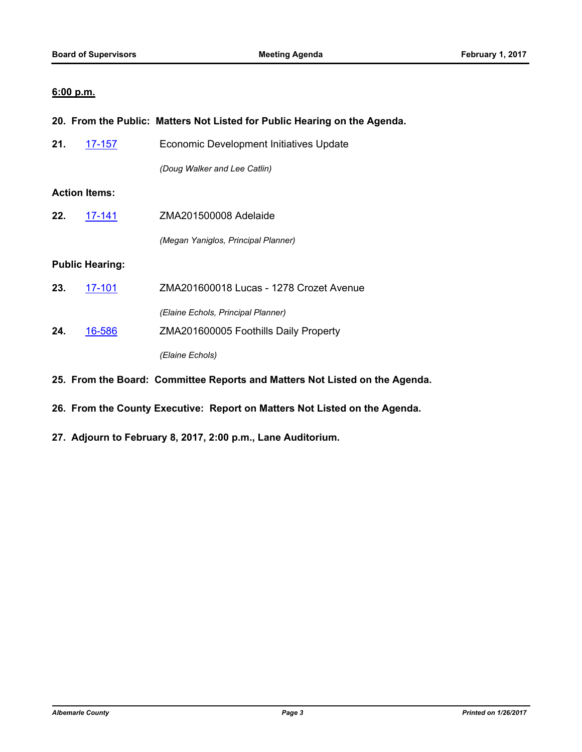**6:00 p.m.**

**20. From the Public: Matters Not Listed for Public Hearing on the Agenda.**

**21.** 17-157 Economic Development Initiatives Update

*(Doug Walker and Lee Catlin)*

**Action Items:**

**22.** 17-141 ZMA201500008 Adelaide

*(Megan Yaniglos, Principal Planner)*

**Public Hearing:**

**23.** 17-101 ZMA201600018 Lucas - 1278 Crozet Avenue

*(Elaine Echols, Principal Planner)*

**24.** 16-586 ZMA201600005 Foothills Daily Property

*(Elaine Echols)*

**25. From the Board: Committee Reports and Matters Not Listed on the Agenda.**

**26. From the County Executive: Report on Matters Not Listed on the Agenda.**

**27. Adjourn to February 8, 2017, 2:00 p.m., Lane Auditorium.**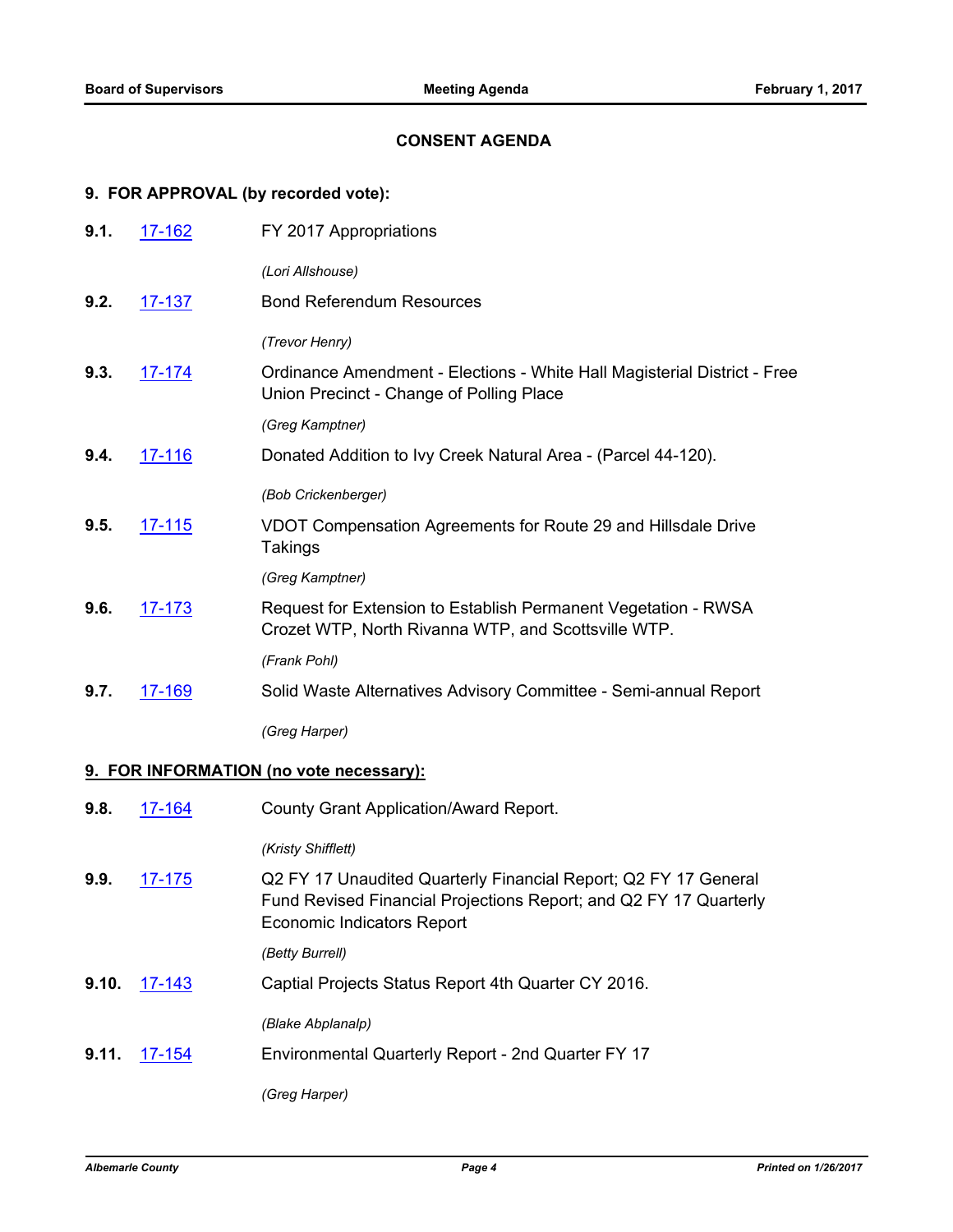## CONSENT AGENDA

### 9. FOR APPROVAL (by recorded vote):

**9.1.** 17-162 FY 2017 Appropriations

*(Lori Allshouse)*

**9.2.** 17-137 Bond Referendum Resources

*(Trevor Henry)*

**9.3.** 17-174 Ordinance Amendment - Elections - White Hall Magisterial District - Free Union Precinct - Change of Polling Place

*(Greg Kamptner)*

**9.4.** 17-116 Donated Addition to Ivy Creek Natural Area - (Parcel 44-120).

*(Bob Crickenberger)*

**9.5.** 17-115 VDOT Compensation Agreements for Route 29 and Hillsdale Drive Takings

*(Greg Kamptner)*

**9.6.** 17-173 Request for Extension to Establish Permanent Vegetation - RWSA Crozet WTP, North Rivanna WTP, and Scottsville WTP.

*(Frank Pohl)*

**9.7.** 17-169 Solid Waste Alternatives Advisory Committee - Semi-annual Report

*(Greg Harper)*

### 9. FOR INFORMATION (no vote necessary):

**9.8.** 17-164 County Grant Application/Award Report.

*(Kristy Shifflett)*

**9.9.** 17-175 Q2 FY 17 Unaudited Quarterly Financial Report; Q2 FY 17 General Fund Revised Financial Projections Report; and Q2 FY 17 Quarterly Economic Indicators Report

*(Betty Burrell)*

**9.10.** 17-143 Captial Projects Status Report 4th Quarter CY 2016.

*(Blake Abplanalp)*

**9.11.** 17-154 Environmental Quarterly Report - 2nd Quarter FY 17

*(Greg Harper)*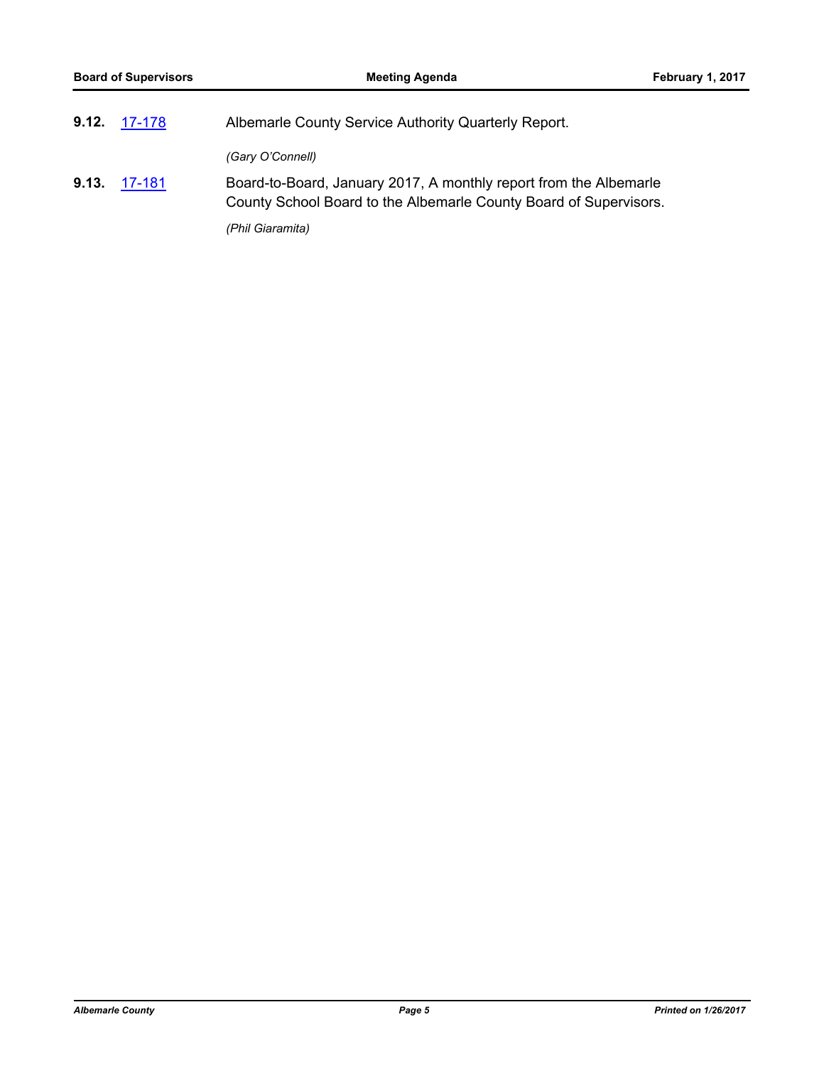**9.12.** [17-178](17-178) Albemarle County Service Authority Quarterly Report.

*(Gary O'Connell)*

**9.13.** [17-181](17-181) Board-to-Board, January 2017, A monthly report from the Albemarle County School Board to the Albemarle County Board of Supervisors.

*(Phil Giaramita)*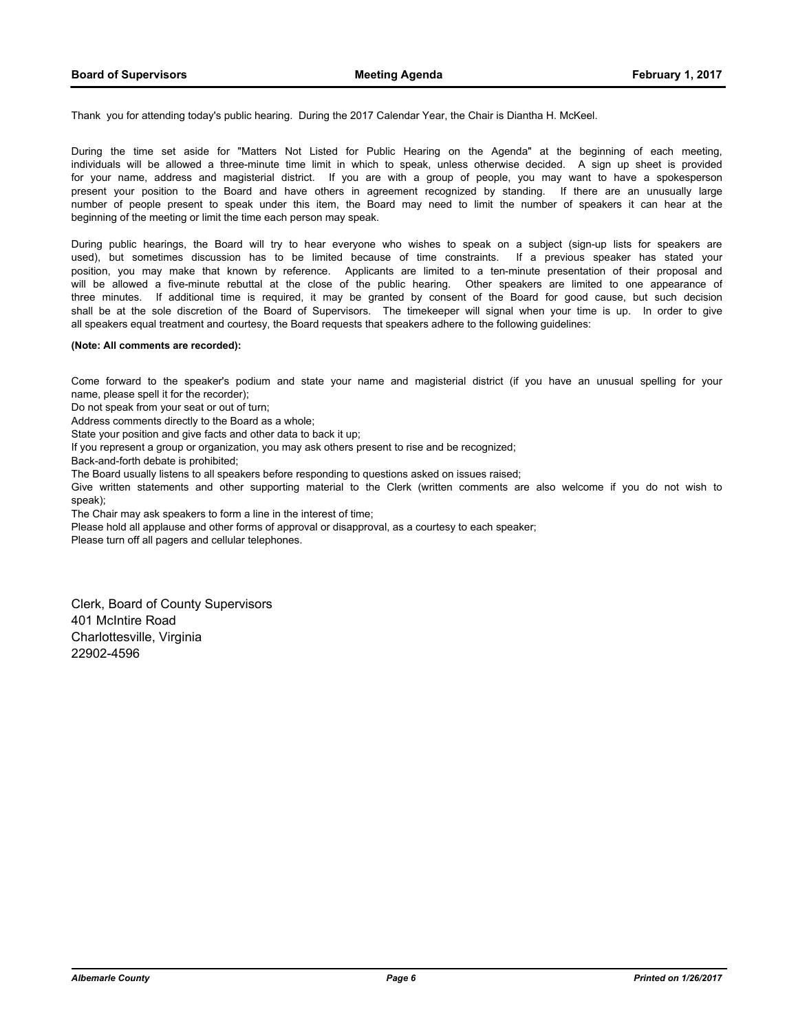Thank you for attending today's public hearing. During the 2017 Calendar Year, the Chair is Diantha H. McKeel.

During the time set aside for "Matters Not Listed for Public Hearing on the Agenda" at the beginning of each meeting, individuals will be allowed a three-minute time limit in which to speak, unless otherwise decided. A sign up sheet is provided for your name, address and magisterial district. If you are with a group of people, you may want to have a spokesperson present your position to the Board and have others in agreement recognized by standing. If there are an unusually large number of people present to speak under this item, the Board may need to limit the number of speakers it can hear at the beginning of the meeting or limit the time each person may speak.

During public hearings, the Board will try to hear everyone who wishes to speak on a subject (sign-up lists for speakers are used), but sometimes discussion has to be limited because of time constraints. If a previous speaker has stated your position, you may make that known by reference. Applicants are limited to a ten-minute presentation of their proposal and will be allowed a five-minute rebuttal at the close of the public hearing. Other speakers are limited to one appearance of three minutes. If additional time is required, it may be granted by consent of the Board for good cause, but such decision shall be at the sole discretion of the Board of Supervisors. The timekeeper will signal when your time is up. In order to give all speakers equal treatment and courtesy, the Board requests that speakers adhere to the following guidelines:

**(Note: All comments are recorded):**

Come forward to the speaker's podium and state your name and magisterial district (if you have an unusual spelling for your name, please spell it for the recorder);

Do not speak from your seat or out of turn;

Address comments directly to the Board as a whole;

State your position and give facts and other data to back it up;

If you represent a group or organization, you may ask others present to rise and be recognized;

Back-and-forth debate is prohibited;

The Board usually listens to all speakers before responding to questions asked on issues raised;

Give written statements and other supporting material to the Clerk (written comments are also welcome if you do not wish to speak);

The Chair may ask speakers to form a line in the interest of time;

Please hold all applause and other forms of approval or disapproval, as a courtesy to each speaker;

Please turn off all pagers and cellular telephones.

Clerk, Board of County Supervisors
401 McIntire Road
Charlottesville, Virginia
22902-4596